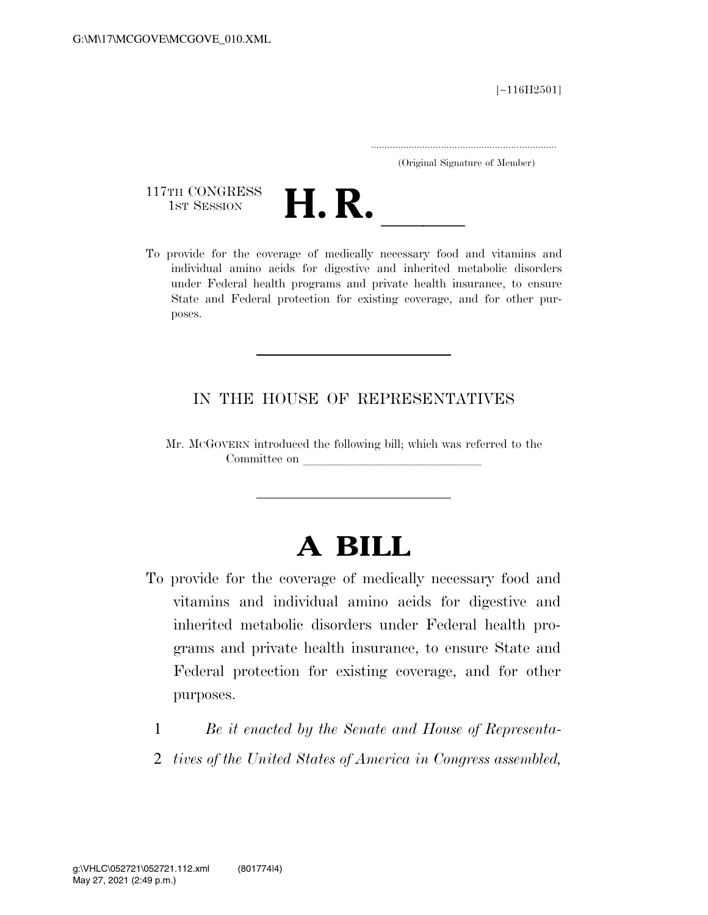[~116H2501]

.....................................................................
(Original Signature of Member)

117TH CONGRESS
1ST SESSION

# H. R. \_\_\_\_\_\_

To provide for the coverage of medically necessary food and vitamins and individual amino acids for digestive and inherited metabolic disorders under Federal health programs and private health insurance, to ensure State and Federal protection for existing coverage, and for other purposes.

---

IN THE HOUSE OF REPRESENTATIVES

Mr. MCGOVERN introduced the following bill; which was referred to the Committee on \_\_\_\_\_\_\_\_\_\_\_\_\_\_\_\_\_\_\_\_\_\_\_\_\_\_\_\_

---

# A BILL

To provide for the coverage of medically necessary food and vitamins and individual amino acids for digestive and inherited metabolic disorders under Federal health programs and private health insurance, to ensure State and Federal protection for existing coverage, and for other purposes.

1 *Be it enacted by the Senate and House of Representa-*
2 *tives of the United States of America in Congress assembled,*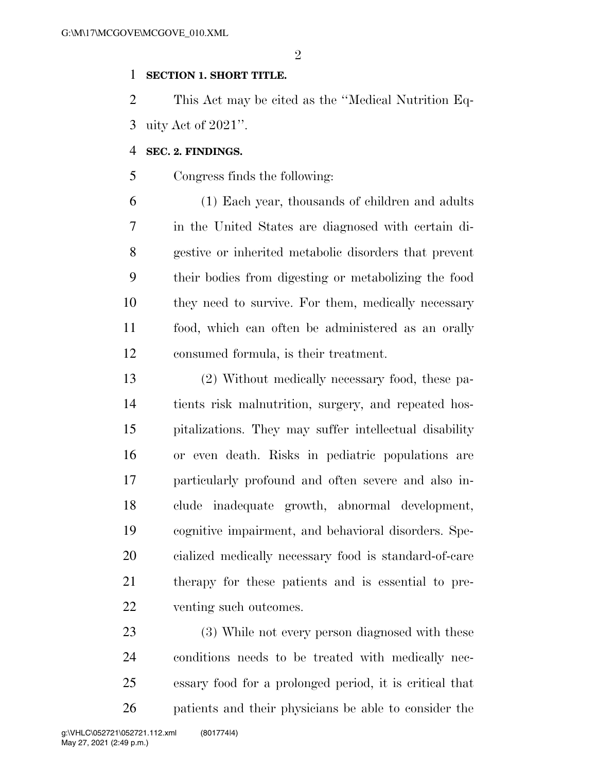**SECTION 1. SHORT TITLE.**

This Act may be cited as the "Medical Nutrition Equity Act of 2021".

**SEC. 2. FINDINGS.**

Congress finds the following:

(1) Each year, thousands of children and adults in the United States are diagnosed with certain digestive or inherited metabolic disorders that prevent their bodies from digesting or metabolizing the food they need to survive. For them, medically necessary food, which can often be administered as an orally consumed formula, is their treatment.

(2) Without medically necessary food, these patients risk malnutrition, surgery, and repeated hospitalizations. They may suffer intellectual disability or even death. Risks in pediatric populations are particularly profound and often severe and also include inadequate growth, abnormal development, cognitive impairment, and behavioral disorders. Specialized medically necessary food is standard-of-care therapy for these patients and is essential to preventing such outcomes.

(3) While not every person diagnosed with these conditions needs to be treated with medically necessary food for a prolonged period, it is critical that patients and their physicians be able to consider the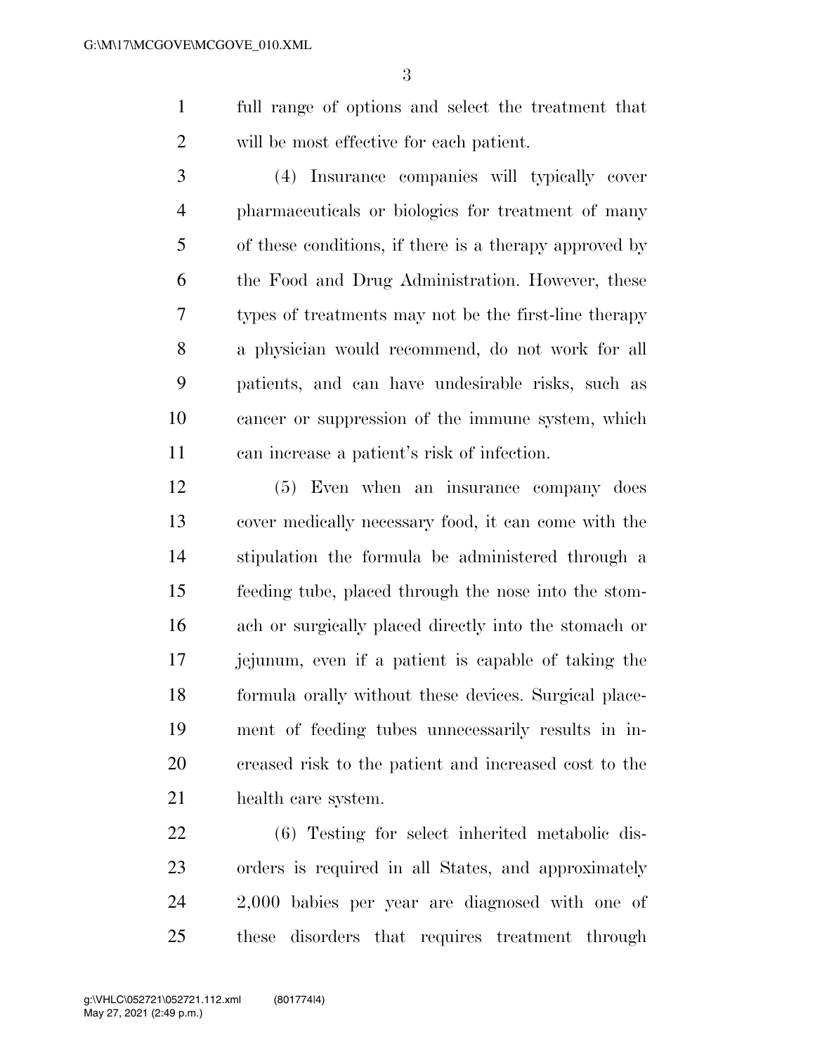full range of options and select the treatment that will be most effective for each patient.

(4) Insurance companies will typically cover pharmaceuticals or biologics for treatment of many of these conditions, if there is a therapy approved by the Food and Drug Administration. However, these types of treatments may not be the first-line therapy a physician would recommend, do not work for all patients, and can have undesirable risks, such as cancer or suppression of the immune system, which can increase a patient's risk of infection.

(5) Even when an insurance company does cover medically necessary food, it can come with the stipulation the formula be administered through a feeding tube, placed through the nose into the stomach or surgically placed directly into the stomach or jejunum, even if a patient is capable of taking the formula orally without these devices. Surgical placement of feeding tubes unnecessarily results in increased risk to the patient and increased cost to the health care system.

(6) Testing for select inherited metabolic disorders is required in all States, and approximately 2,000 babies per year are diagnosed with one of these disorders that requires treatment through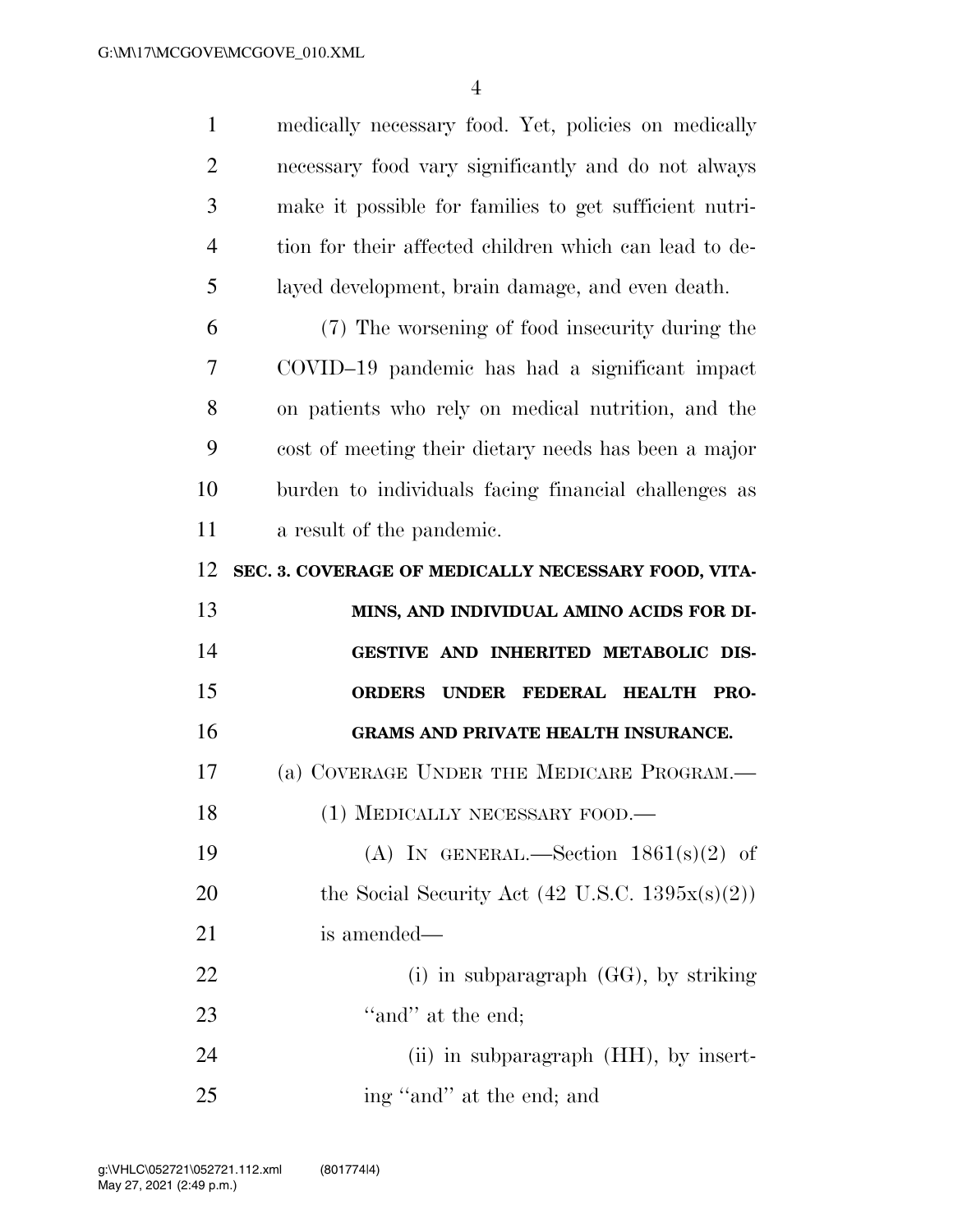medically necessary food. Yet, policies on medically necessary food vary significantly and do not always make it possible for families to get sufficient nutrition for their affected children which can lead to delayed development, brain damage, and even death.

(7) The worsening of food insecurity during the COVID–19 pandemic has had a significant impact on patients who rely on medical nutrition, and the cost of meeting their dietary needs has been a major burden to individuals facing financial challenges as a result of the pandemic.

**SEC. 3. COVERAGE OF MEDICALLY NECESSARY FOOD, VITAMINS, AND INDIVIDUAL AMINO ACIDS FOR DIGESTIVE AND INHERITED METABOLIC DISORDERS UNDER FEDERAL HEALTH PROGRAMS AND PRIVATE HEALTH INSURANCE.**

(a) COVERAGE UNDER THE MEDICARE PROGRAM.—

(1) MEDICALLY NECESSARY FOOD.—

(A) IN GENERAL.—Section 1861(s)(2) of the Social Security Act (42 U.S.C. 1395x(s)(2)) is amended—

(i) in subparagraph (GG), by striking ''and'' at the end;

(ii) in subparagraph (HH), by inserting ''and'' at the end; and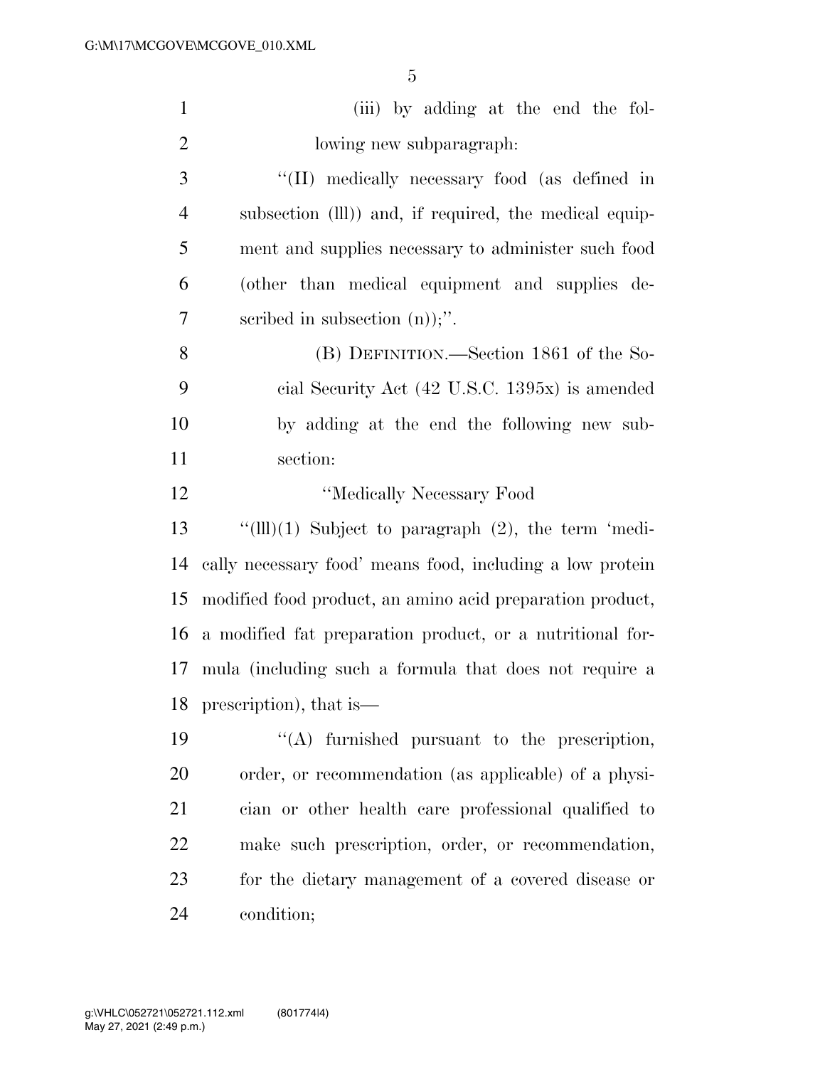(iii) by adding at the end the following new subparagraph:

"(II) medically necessary food (as defined in subsection (lll)) and, if required, the medical equipment and supplies necessary to administer such food (other than medical equipment and supplies described in subsection (n));".

(B) DEFINITION.—Section 1861 of the Social Security Act (42 U.S.C. 1395x) is amended by adding at the end the following new subsection:

"Medically Necessary Food

"(lll)(1) Subject to paragraph (2), the term 'medically necessary food' means food, including a low protein modified food product, an amino acid preparation product, a modified fat preparation product, or a nutritional formula (including such a formula that does not require a prescription), that is—

"(A) furnished pursuant to the prescription, order, or recommendation (as applicable) of a physician or other health care professional qualified to make such prescription, order, or recommendation, for the dietary management of a covered disease or condition;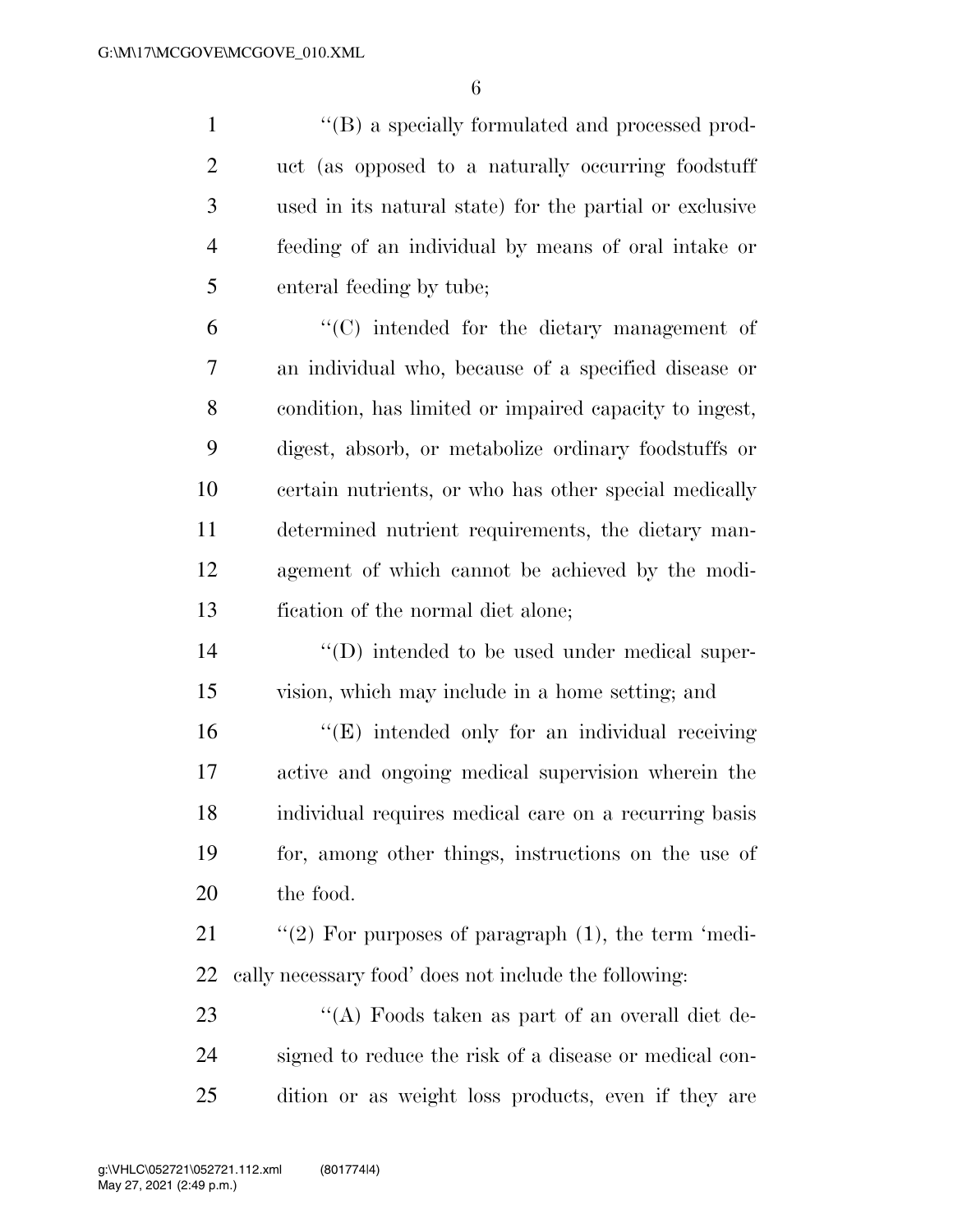''(B) a specially formulated and processed product (as opposed to a naturally occurring foodstuff used in its natural state) for the partial or exclusive feeding of an individual by means of oral intake or enteral feeding by tube;

''(C) intended for the dietary management of an individual who, because of a specified disease or condition, has limited or impaired capacity to ingest, digest, absorb, or metabolize ordinary foodstuffs or certain nutrients, or who has other special medically determined nutrient requirements, the dietary management of which cannot be achieved by the modification of the normal diet alone;

''(D) intended to be used under medical supervision, which may include in a home setting; and

''(E) intended only for an individual receiving active and ongoing medical supervision wherein the individual requires medical care on a recurring basis for, among other things, instructions on the use of the food.

''(2) For purposes of paragraph (1), the term 'medically necessary food' does not include the following:

''(A) Foods taken as part of an overall diet designed to reduce the risk of a disease or medical condition or as weight loss products, even if they are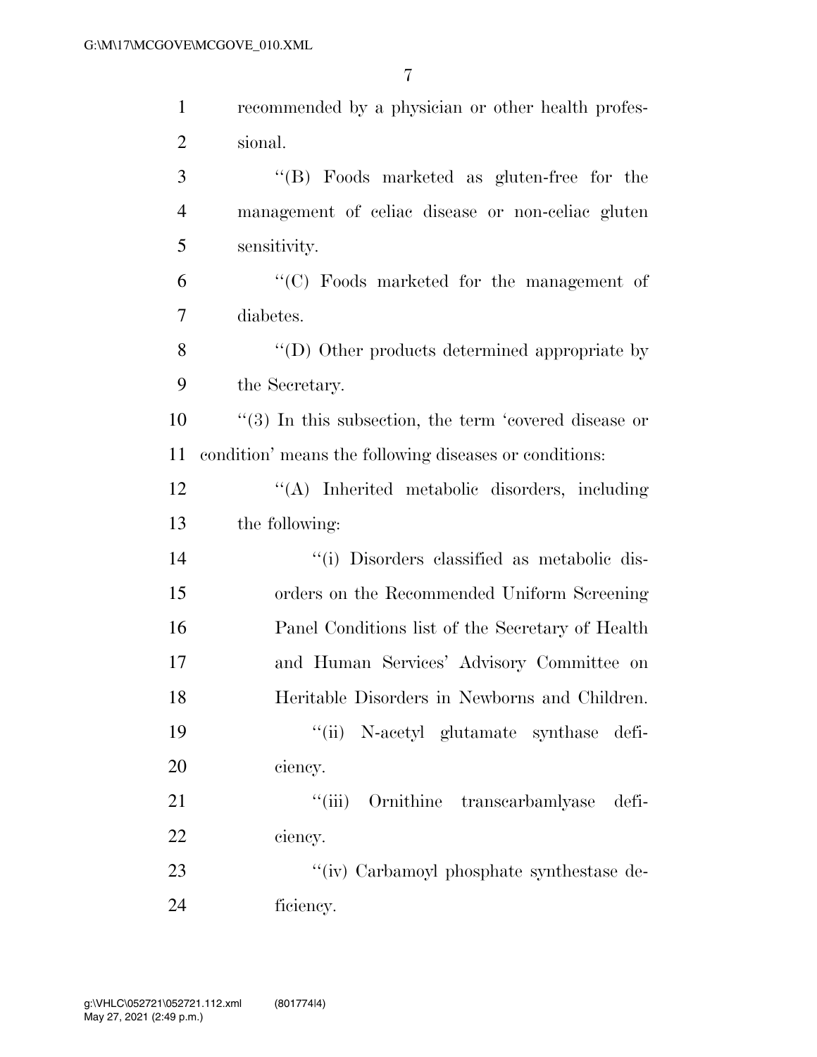recommended by a physician or other health professional.

''(B) Foods marketed as gluten-free for the management of celiac disease or non-celiac gluten sensitivity.

''(C) Foods marketed for the management of diabetes.

''(D) Other products determined appropriate by the Secretary.

''(3) In this subsection, the term 'covered disease or condition' means the following diseases or conditions:

''(A) Inherited metabolic disorders, including the following:

''(i) Disorders classified as metabolic disorders on the Recommended Uniform Screening Panel Conditions list of the Secretary of Health and Human Services' Advisory Committee on Heritable Disorders in Newborns and Children.

''(ii) N-acetyl glutamate synthase deficiency.

''(iii) Ornithine transcarbamlyase deficiency.

''(iv) Carbamoyl phosphate synthestase deficiency.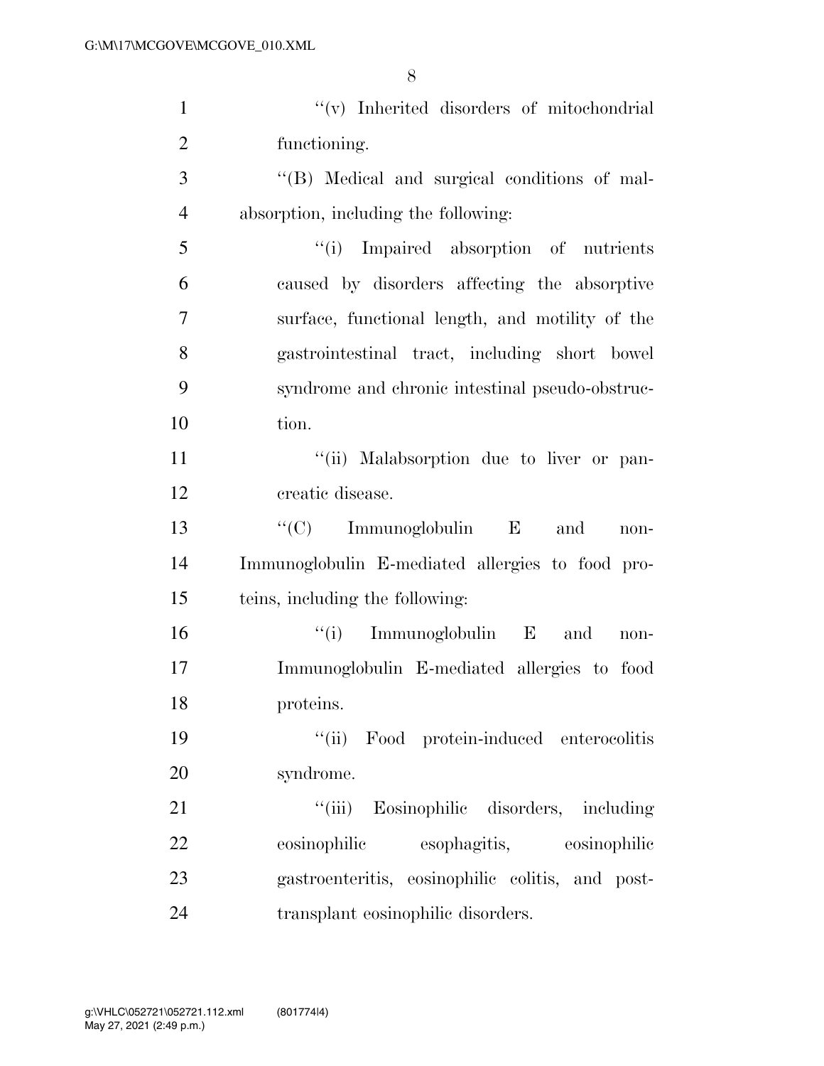"(v) Inherited disorders of mitochondrial functioning.

"(B) Medical and surgical conditions of malabsorption, including the following:

"(i) Impaired absorption of nutrients caused by disorders affecting the absorptive surface, functional length, and motility of the gastrointestinal tract, including short bowel syndrome and chronic intestinal pseudo-obstruction.

"(ii) Malabsorption due to liver or pancreatic disease.

"(C) Immunoglobulin E and non-Immunoglobulin E-mediated allergies to food proteins, including the following:

"(i) Immunoglobulin E and non-Immunoglobulin E-mediated allergies to food proteins.

"(ii) Food protein-induced enterocolitis syndrome.

"(iii) Eosinophilic disorders, including eosinophilic esophagitis, eosinophilic gastroenteritis, eosinophilic colitis, and post-transplant eosinophilic disorders.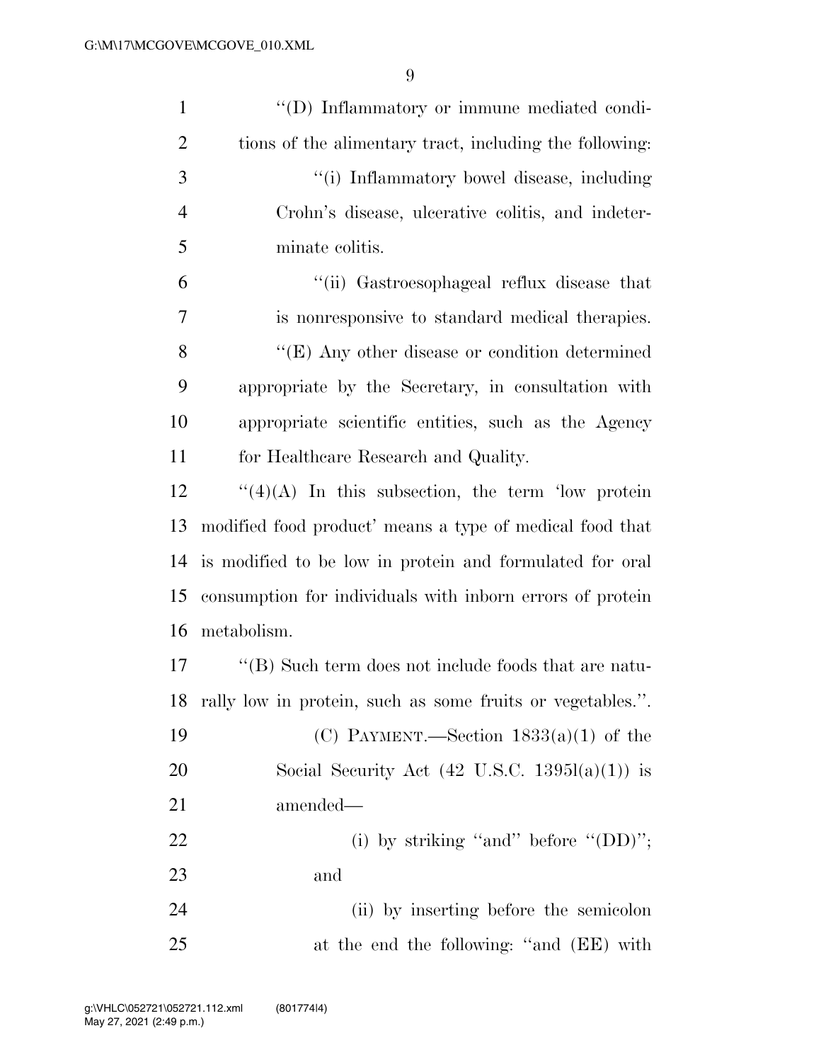''(D) Inflammatory or immune mediated conditions of the alimentary tract, including the following:

''(i) Inflammatory bowel disease, including Crohn's disease, ulcerative colitis, and indeterminate colitis.

''(ii) Gastroesophageal reflux disease that is nonresponsive to standard medical therapies.

''(E) Any other disease or condition determined appropriate by the Secretary, in consultation with appropriate scientific entities, such as the Agency for Healthcare Research and Quality.

''(4)(A) In this subsection, the term 'low protein modified food product' means a type of medical food that is modified to be low in protein and formulated for oral consumption for individuals with inborn errors of protein metabolism.

''(B) Such term does not include foods that are naturally low in protein, such as some fruits or vegetables.''.

(C) PAYMENT.—Section 1833(a)(1) of the Social Security Act (42 U.S.C. 1395l(a)(1)) is amended—

(i) by striking ''and'' before ''(DD)''; and

(ii) by inserting before the semicolon at the end the following: ''and (EE) with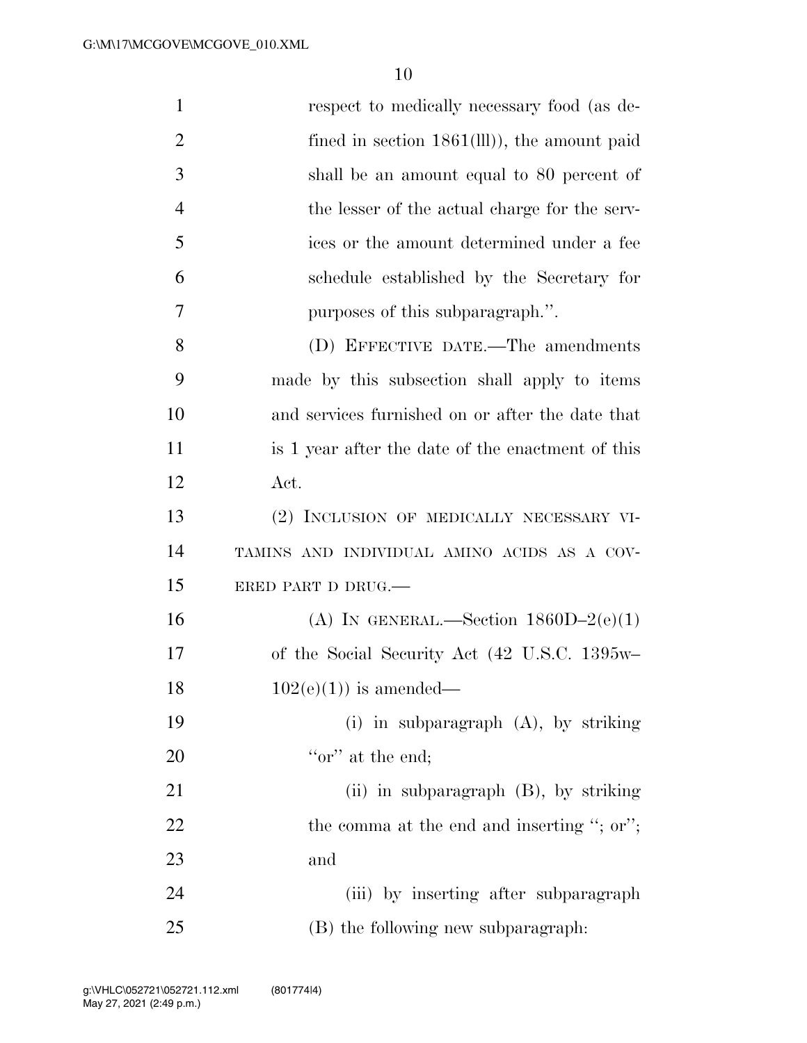respect to medically necessary food (as defined in section 1861(lll)), the amount paid shall be an amount equal to 80 percent of the lesser of the actual charge for the services or the amount determined under a fee schedule established by the Secretary for purposes of this subparagraph.''.

(D) EFFECTIVE DATE.—The amendments made by this subsection shall apply to items and services furnished on or after the date that is 1 year after the date of the enactment of this Act.

(2) INCLUSION OF MEDICALLY NECESSARY VITAMINS AND INDIVIDUAL AMINO ACIDS AS A COVERED PART D DRUG.—

(A) IN GENERAL.—Section 1860D–2(e)(1) of the Social Security Act (42 U.S.C. 1395w–102(e)(1)) is amended—

(i) in subparagraph (A), by striking ''or'' at the end;

(ii) in subparagraph (B), by striking the comma at the end and inserting ''; or''; and

(iii) by inserting after subparagraph (B) the following new subparagraph: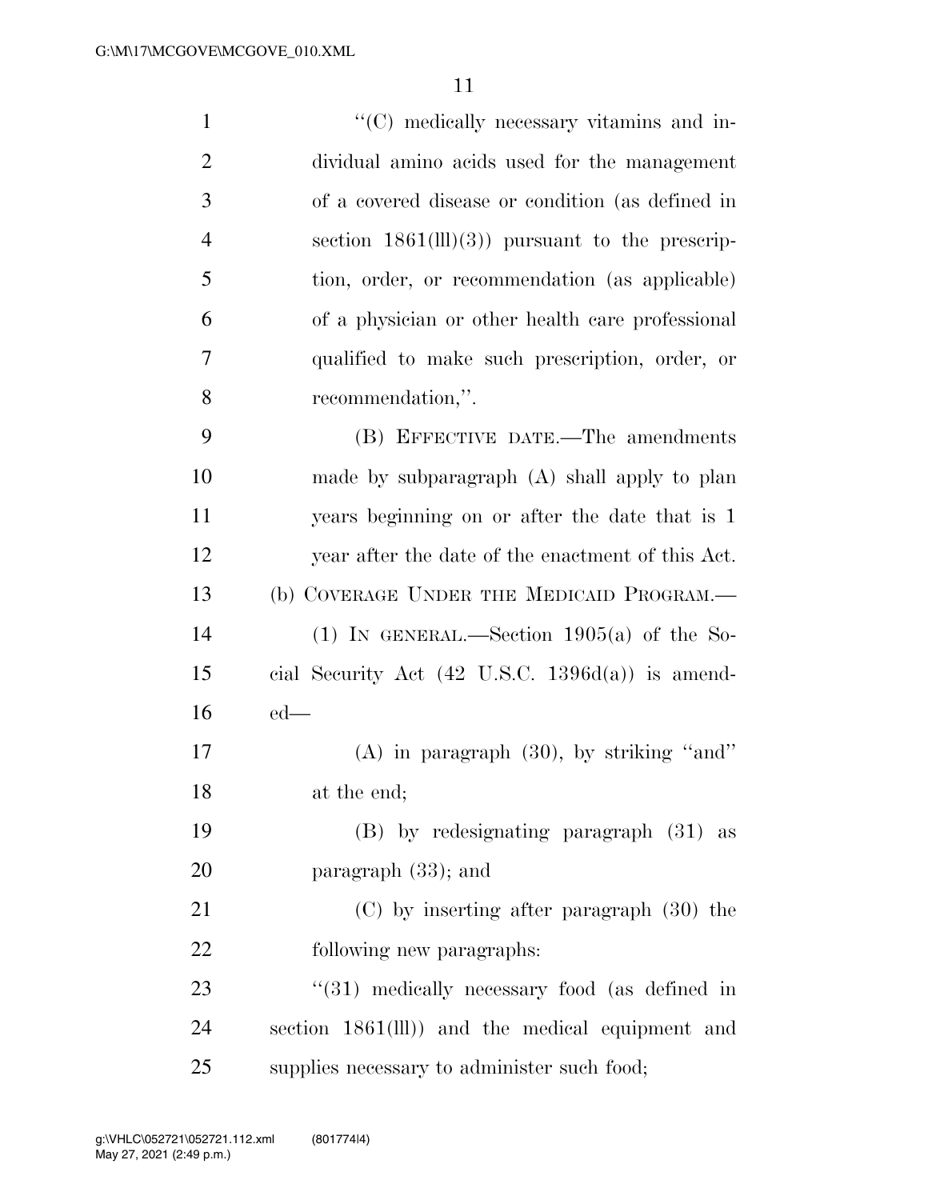"(C) medically necessary vitamins and individual amino acids used for the management of a covered disease or condition (as defined in section 1861(lll)(3)) pursuant to the prescription, order, or recommendation (as applicable) of a physician or other health care professional qualified to make such prescription, order, or recommendation,".

(B) EFFECTIVE DATE.—The amendments made by subparagraph (A) shall apply to plan years beginning on or after the date that is 1 year after the date of the enactment of this Act.

(b) COVERAGE UNDER THE MEDICAID PROGRAM.—

(1) IN GENERAL.—Section 1905(a) of the Social Security Act (42 U.S.C. 1396d(a)) is amended—

(A) in paragraph (30), by striking "and" at the end;

(B) by redesignating paragraph (31) as paragraph (33); and

(C) by inserting after paragraph (30) the following new paragraphs:

"(31) medically necessary food (as defined in section 1861(lll)) and the medical equipment and supplies necessary to administer such food;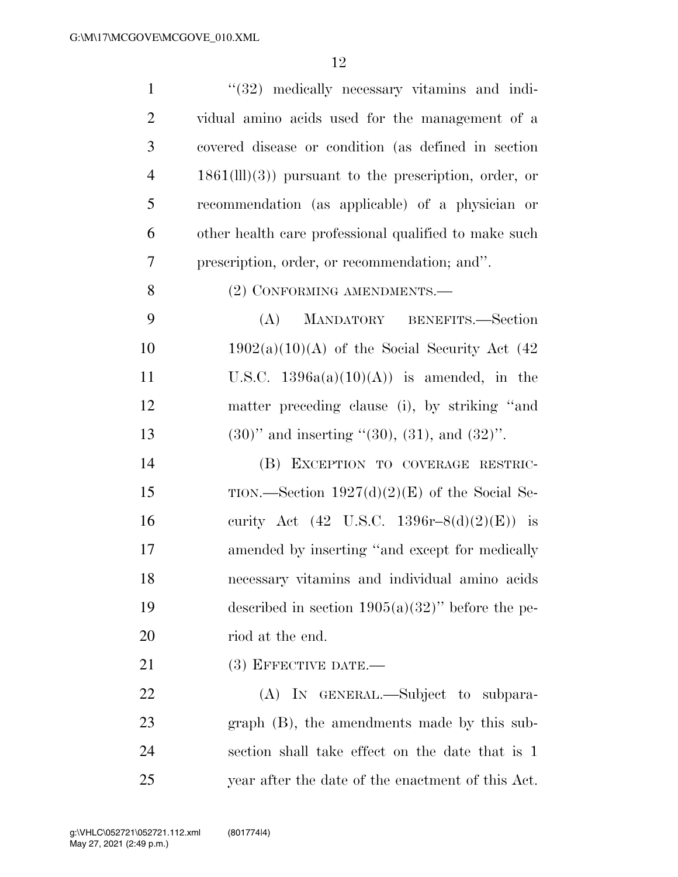"(32) medically necessary vitamins and individual amino acids used for the management of a covered disease or condition (as defined in section 1861(lll)(3)) pursuant to the prescription, order, or recommendation (as applicable) of a physician or other health care professional qualified to make such prescription, order, or recommendation; and".

(2) CONFORMING AMENDMENTS.—

(A) MANDATORY BENEFITS.—Section 1902(a)(10)(A) of the Social Security Act (42 U.S.C. 1396a(a)(10)(A)) is amended, in the matter preceding clause (i), by striking "and (30)" and inserting "(30), (31), and (32)".

(B) EXCEPTION TO COVERAGE RESTRICTION.—Section 1927(d)(2)(E) of the Social Security Act (42 U.S.C. 1396r–8(d)(2)(E)) is amended by inserting "and except for medically necessary vitamins and individual amino acids described in section 1905(a)(32)" before the period at the end.

(3) EFFECTIVE DATE.—

(A) IN GENERAL.—Subject to subparagraph (B), the amendments made by this subsection shall take effect on the date that is 1 year after the date of the enactment of this Act.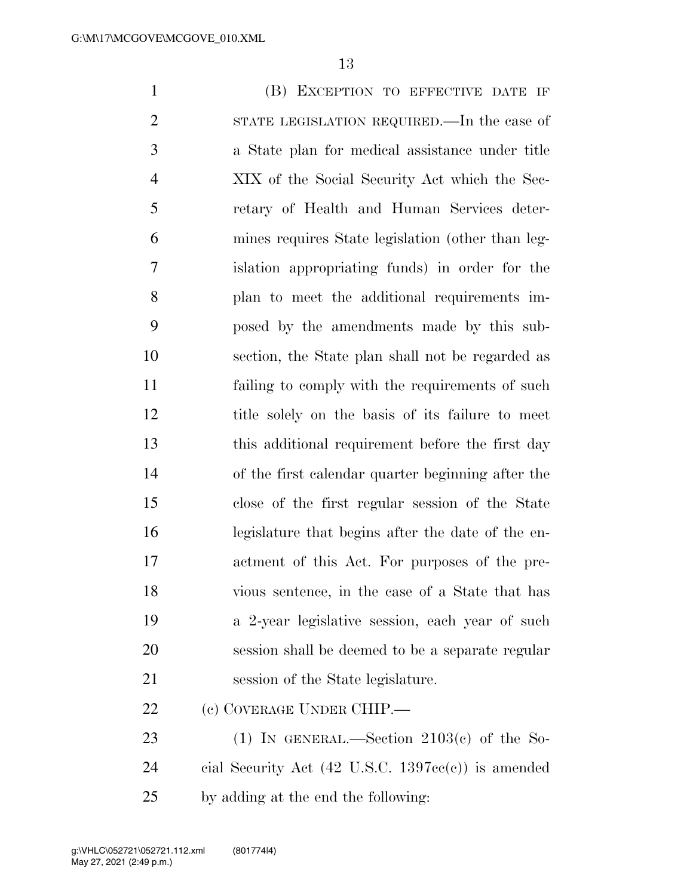(B) EXCEPTION TO EFFECTIVE DATE IF STATE LEGISLATION REQUIRED.—In the case of a State plan for medical assistance under title XIX of the Social Security Act which the Secretary of Health and Human Services determines requires State legislation (other than legislation appropriating funds) in order for the plan to meet the additional requirements imposed by the amendments made by this subsection, the State plan shall not be regarded as failing to comply with the requirements of such title solely on the basis of its failure to meet this additional requirement before the first day of the first calendar quarter beginning after the close of the first regular session of the State legislature that begins after the date of the enactment of this Act. For purposes of the previous sentence, in the case of a State that has a 2-year legislative session, each year of such session shall be deemed to be a separate regular session of the State legislature.

(c) COVERAGE UNDER CHIP.—

(1) IN GENERAL.—Section 2103(c) of the Social Security Act (42 U.S.C. 1397cc(c)) is amended by adding at the end the following: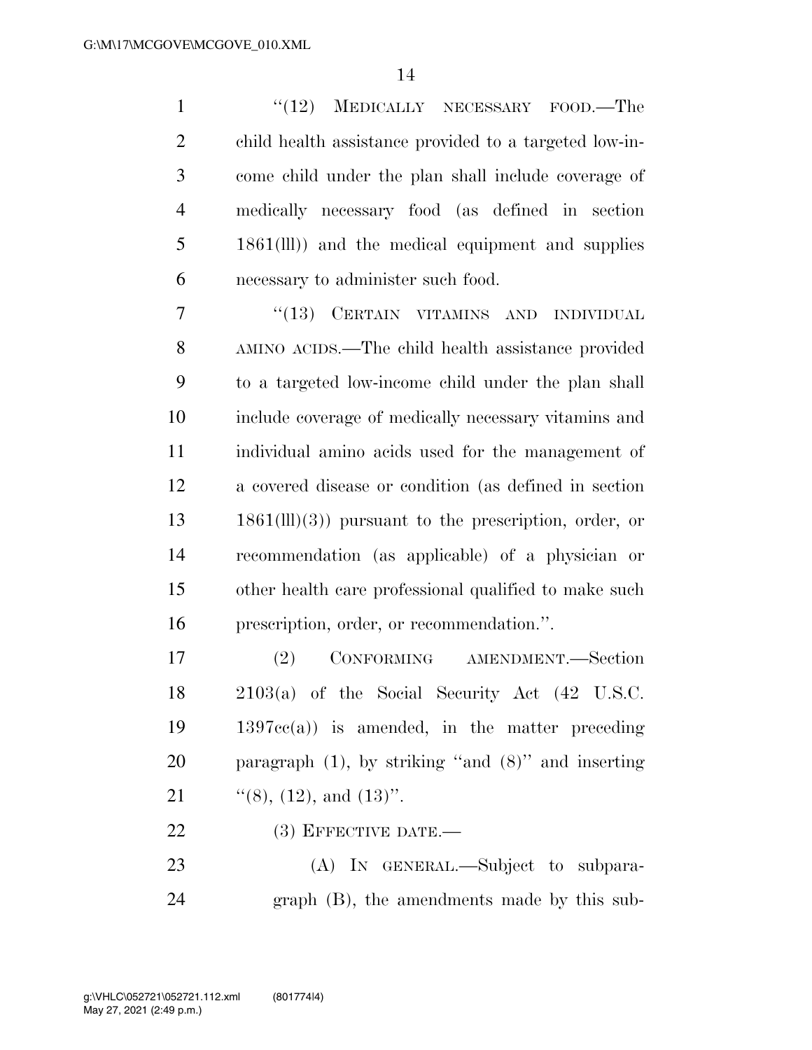"(12) MEDICALLY NECESSARY FOOD.—The child health assistance provided to a targeted low-income child under the plan shall include coverage of medically necessary food (as defined in section 1861(lll)) and the medical equipment and supplies necessary to administer such food.

"(13) CERTAIN VITAMINS AND INDIVIDUAL AMINO ACIDS.—The child health assistance provided to a targeted low-income child under the plan shall include coverage of medically necessary vitamins and individual amino acids used for the management of a covered disease or condition (as defined in section 1861(lll)(3)) pursuant to the prescription, order, or recommendation (as applicable) of a physician or other health care professional qualified to make such prescription, order, or recommendation.".

(2) CONFORMING AMENDMENT.—Section 2103(a) of the Social Security Act (42 U.S.C. 1397cc(a)) is amended, in the matter preceding paragraph (1), by striking "and (8)" and inserting "(8), (12), and (13)".

(3) EFFECTIVE DATE.—

(A) IN GENERAL.—Subject to subparagraph (B), the amendments made by this sub-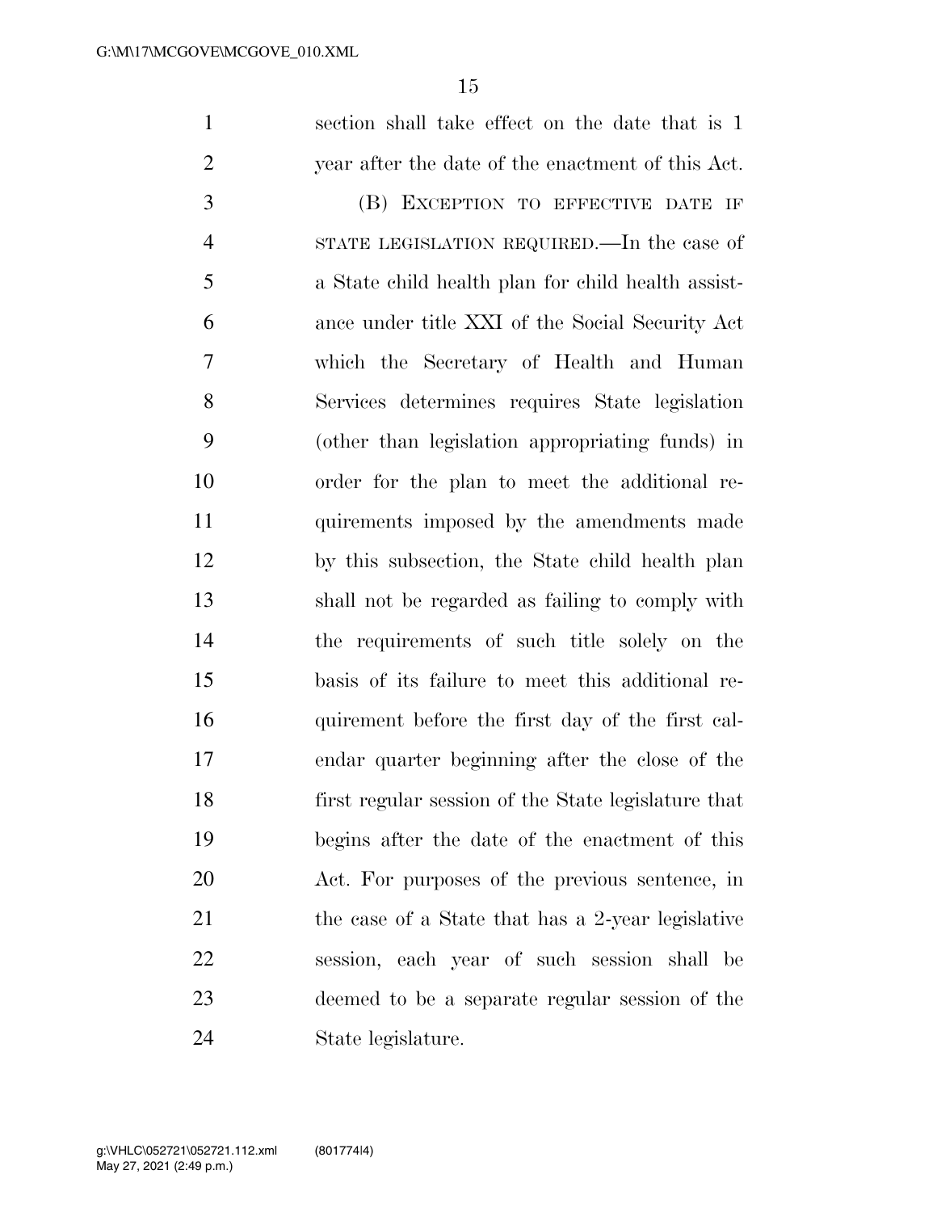section shall take effect on the date that is 1 year after the date of the enactment of this Act.

(B) EXCEPTION TO EFFECTIVE DATE IF STATE LEGISLATION REQUIRED.—In the case of a State child health plan for child health assistance under title XXI of the Social Security Act which the Secretary of Health and Human Services determines requires State legislation (other than legislation appropriating funds) in order for the plan to meet the additional requirements imposed by the amendments made by this subsection, the State child health plan shall not be regarded as failing to comply with the requirements of such title solely on the basis of its failure to meet this additional requirement before the first day of the first calendar quarter beginning after the close of the first regular session of the State legislature that begins after the date of the enactment of this Act. For purposes of the previous sentence, in the case of a State that has a 2-year legislative session, each year of such session shall be deemed to be a separate regular session of the State legislature.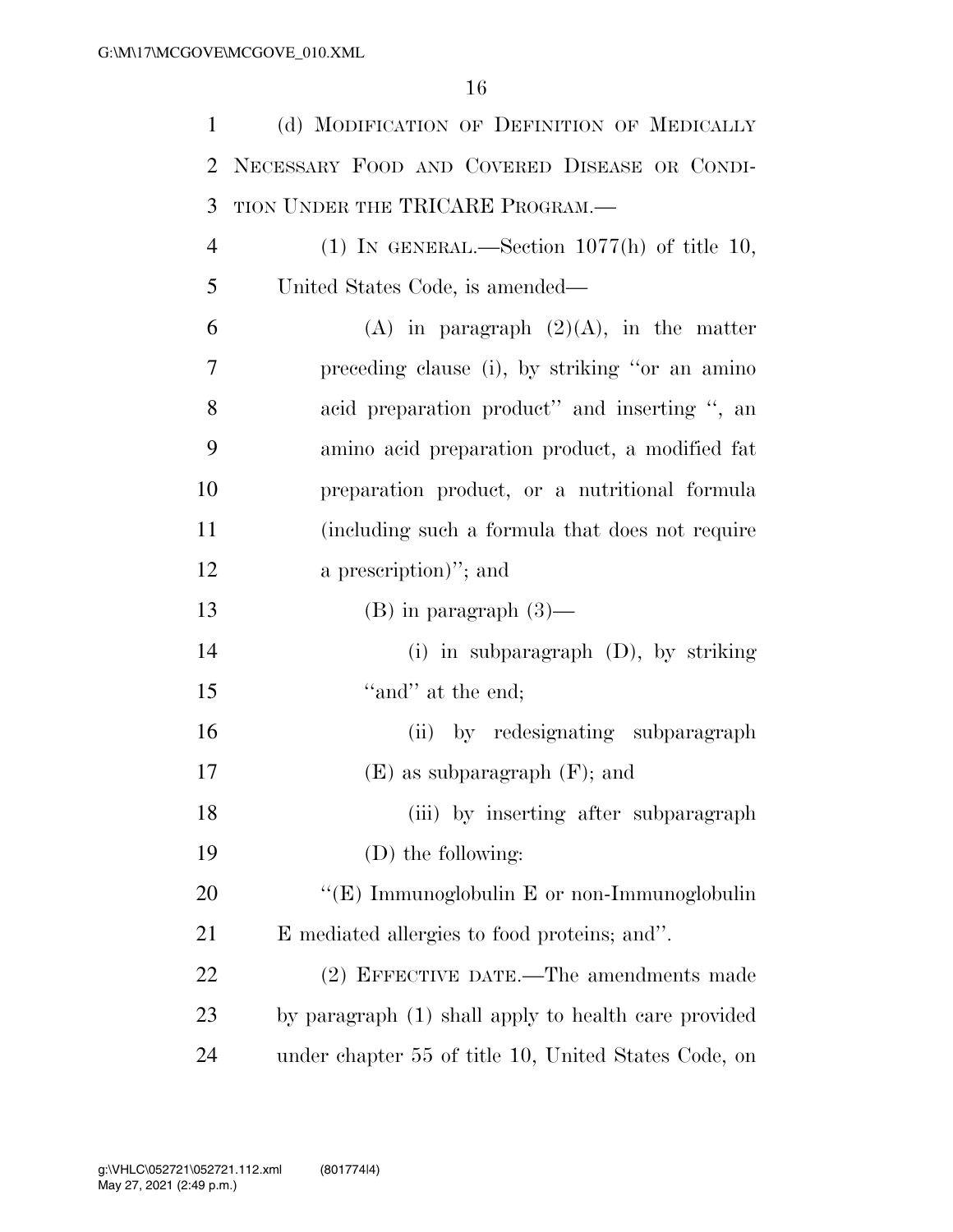(d) MODIFICATION OF DEFINITION OF MEDICALLY NECESSARY FOOD AND COVERED DISEASE OR CONDITION UNDER THE TRICARE PROGRAM.—

(1) IN GENERAL.—Section 1077(h) of title 10, United States Code, is amended—

(A) in paragraph (2)(A), in the matter preceding clause (i), by striking ''or an amino acid preparation product'' and inserting '', an amino acid preparation product, a modified fat preparation product, or a nutritional formula (including such a formula that does not require a prescription)''; and

(B) in paragraph (3)—

(i) in subparagraph (D), by striking ''and'' at the end;

(ii) by redesignating subparagraph (E) as subparagraph (F); and

(iii) by inserting after subparagraph (D) the following:

''(E) Immunoglobulin E or non-Immunoglobulin E mediated allergies to food proteins; and''.

(2) EFFECTIVE DATE.—The amendments made by paragraph (1) shall apply to health care provided under chapter 55 of title 10, United States Code, on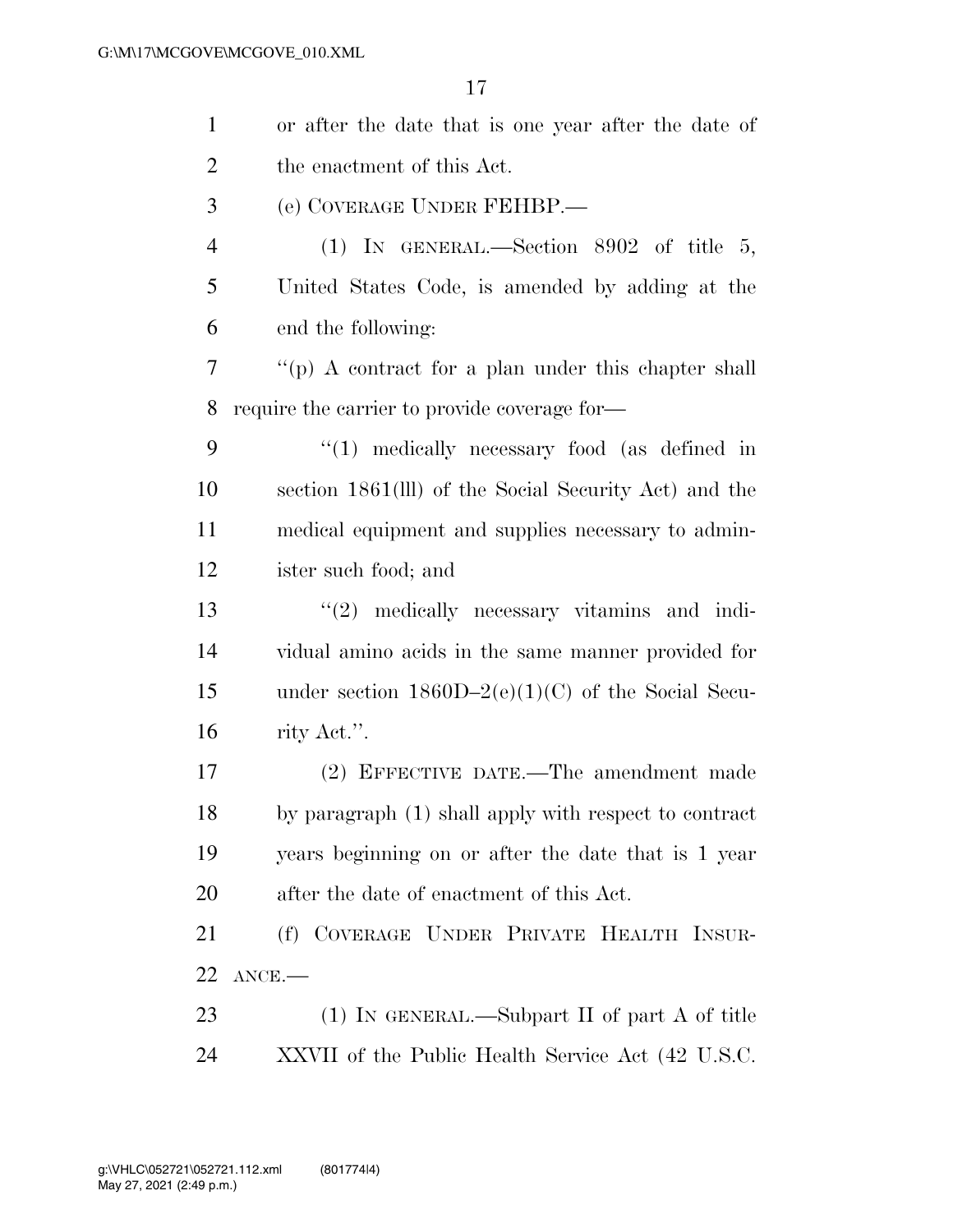or after the date that is one year after the date of the enactment of this Act.

(e) COVERAGE UNDER FEHBP.—

(1) IN GENERAL.—Section 8902 of title 5, United States Code, is amended by adding at the end the following:

"(p) A contract for a plan under this chapter shall require the carrier to provide coverage for—

"(1) medically necessary food (as defined in section 1861(lll) of the Social Security Act) and the medical equipment and supplies necessary to administer such food; and

"(2) medically necessary vitamins and individual amino acids in the same manner provided for under section 1860D–2(e)(1)(C) of the Social Security Act.".

(2) EFFECTIVE DATE.—The amendment made by paragraph (1) shall apply with respect to contract years beginning on or after the date that is 1 year after the date of enactment of this Act.

(f) COVERAGE UNDER PRIVATE HEALTH INSURANCE.—

(1) IN GENERAL.—Subpart II of part A of title XXVII of the Public Health Service Act (42 U.S.C.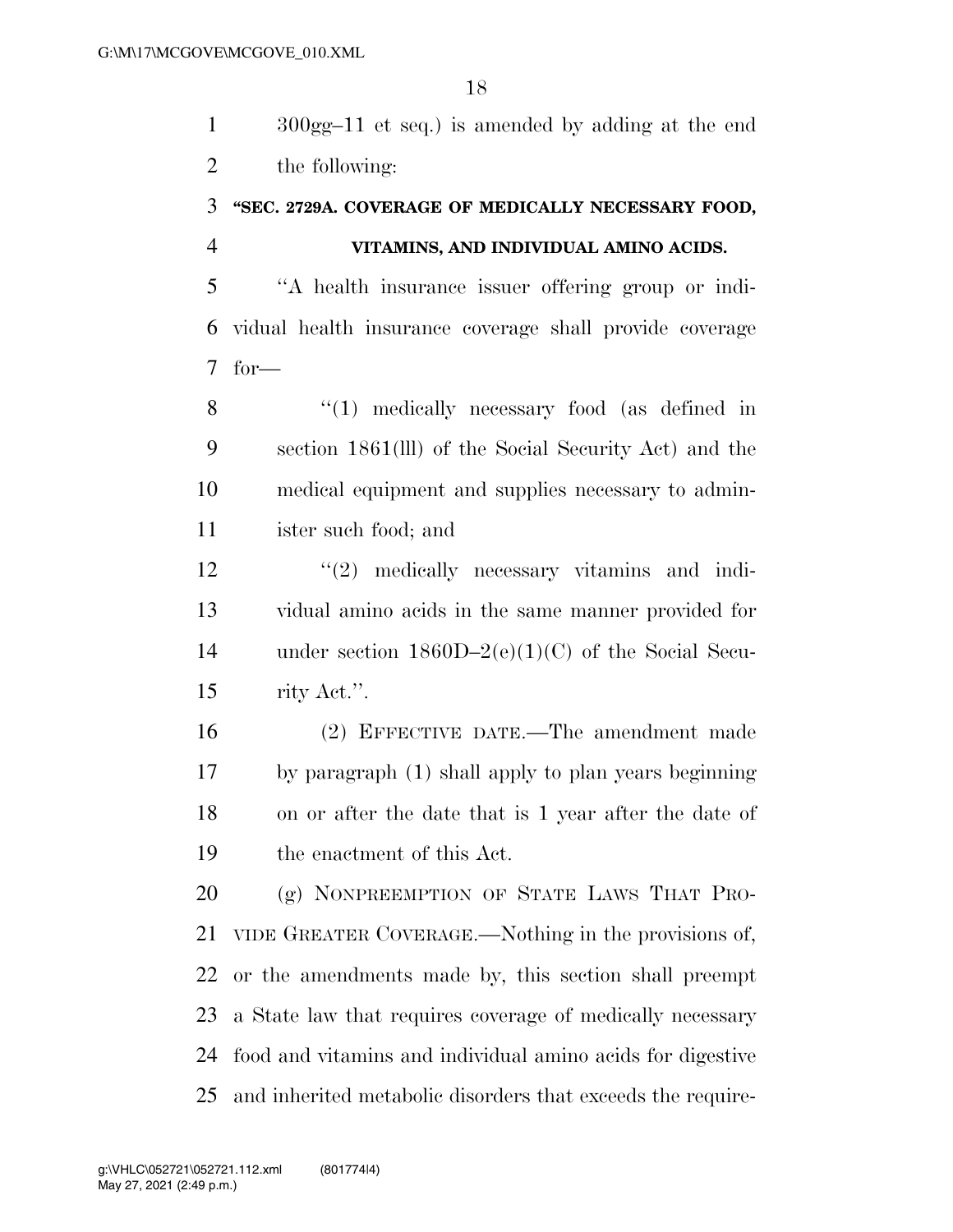300gg–11 et seq.) is amended by adding at the end the following:

**"SEC. 2729A. COVERAGE OF MEDICALLY NECESSARY FOOD, VITAMINS, AND INDIVIDUAL AMINO ACIDS.**

"A health insurance issuer offering group or individual health insurance coverage shall provide coverage for—

"(1) medically necessary food (as defined in section 1861(lll) of the Social Security Act) and the medical equipment and supplies necessary to administer such food; and

"(2) medically necessary vitamins and individual amino acids in the same manner provided for under section 1860D–2(e)(1)(C) of the Social Security Act.".

(2) EFFECTIVE DATE.—The amendment made by paragraph (1) shall apply to plan years beginning on or after the date that is 1 year after the date of the enactment of this Act.

(g) NONPREEMPTION OF STATE LAWS THAT PROVIDE GREATER COVERAGE.—Nothing in the provisions of, or the amendments made by, this section shall preempt a State law that requires coverage of medically necessary food and vitamins and individual amino acids for digestive and inherited metabolic disorders that exceeds the require-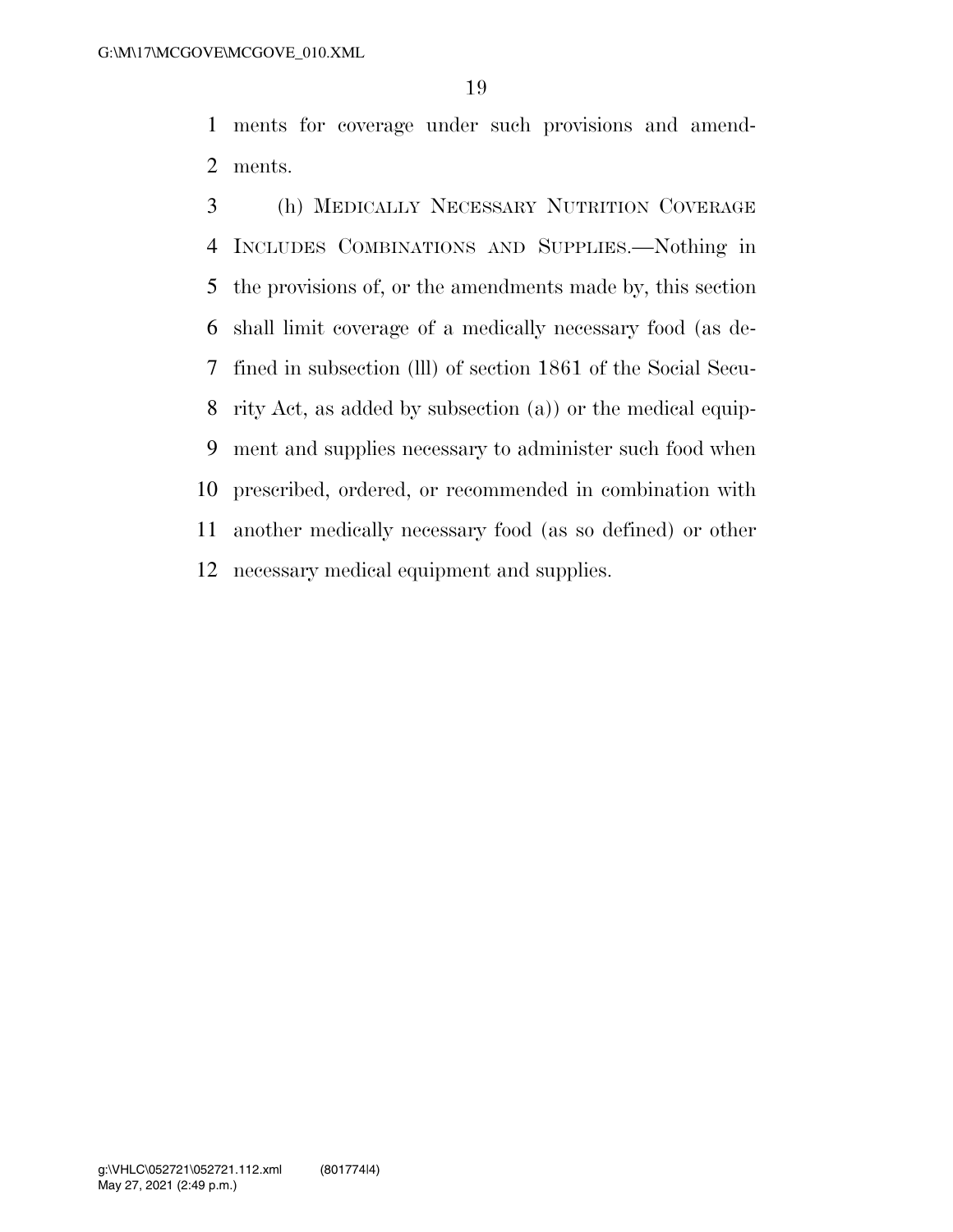ments for coverage under such provisions and amendments.

(h) MEDICALLY NECESSARY NUTRITION COVERAGE INCLUDES COMBINATIONS AND SUPPLIES.—Nothing in the provisions of, or the amendments made by, this section shall limit coverage of a medically necessary food (as defined in subsection (lll) of section 1861 of the Social Security Act, as added by subsection (a)) or the medical equipment and supplies necessary to administer such food when prescribed, ordered, or recommended in combination with another medically necessary food (as so defined) or other necessary medical equipment and supplies.